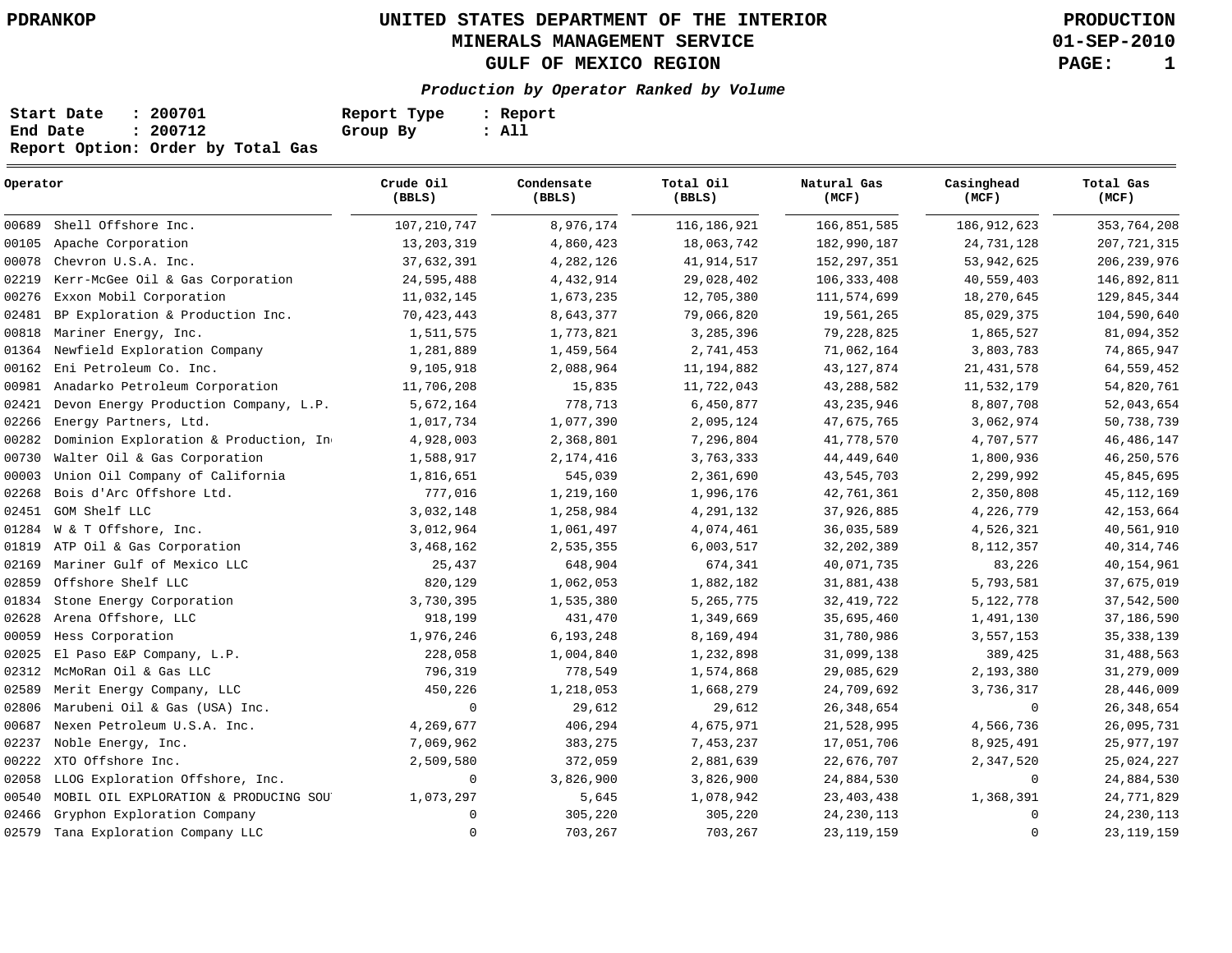PDRANKOP

# UNITED STATES DEPARTMENT OF THE INTERIOR
## MINERALS MANAGEMENT SERVICE
## GULF OF MEXICO REGION

PRODUCTION
01-SEP-2010

***Production by Operator Ranked by Volume***

**Start Date : 200701** **Report Type : Report**
**End Date : 200712** **Group By : All**
**Report Option: Order by Total Gas**

| Operator | | Crude Oil (BBLS) | Condensate (BBLS) | Total Oil (BBLS) | Natural Gas (MCF) | Casinghead (MCF) | Total Gas (MCF) |
|---|---|---|---|---|---|---|---|
| 00689 | Shell Offshore Inc. | 107,210,747 | 8,976,174 | 116,186,921 | 166,851,585 | 186,912,623 | 353,764,208 |
| 00105 | Apache Corporation | 13,203,319 | 4,860,423 | 18,063,742 | 182,990,187 | 24,731,128 | 207,721,315 |
| 00078 | Chevron U.S.A. Inc. | 37,632,391 | 4,282,126 | 41,914,517 | 152,297,351 | 53,942,625 | 206,239,976 |
| 02219 | Kerr-McGee Oil & Gas Corporation | 24,595,488 | 4,432,914 | 29,028,402 | 106,333,408 | 40,559,403 | 146,892,811 |
| 00276 | Exxon Mobil Corporation | 11,032,145 | 1,673,235 | 12,705,380 | 111,574,699 | 18,270,645 | 129,845,344 |
| 02481 | BP Exploration & Production Inc. | 70,423,443 | 8,643,377 | 79,066,820 | 19,561,265 | 85,029,375 | 104,590,640 |
| 00818 | Mariner Energy, Inc. | 1,511,575 | 1,773,821 | 3,285,396 | 79,228,825 | 1,865,527 | 81,094,352 |
| 01364 | Newfield Exploration Company | 1,281,889 | 1,459,564 | 2,741,453 | 71,062,164 | 3,803,783 | 74,865,947 |
| 00162 | Eni Petroleum Co. Inc. | 9,105,918 | 2,088,964 | 11,194,882 | 43,127,874 | 21,431,578 | 64,559,452 |
| 00981 | Anadarko Petroleum Corporation | 11,706,208 | 15,835 | 11,722,043 | 43,288,582 | 11,532,179 | 54,820,761 |
| 02421 | Devon Energy Production Company, L.P. | 5,672,164 | 778,713 | 6,450,877 | 43,235,946 | 8,807,708 | 52,043,654 |
| 02266 | Energy Partners, Ltd. | 1,017,734 | 1,077,390 | 2,095,124 | 47,675,765 | 3,062,974 | 50,738,739 |
| 00282 | Dominion Exploration & Production, In | 4,928,003 | 2,368,801 | 7,296,804 | 41,778,570 | 4,707,577 | 46,486,147 |
| 00730 | Walter Oil & Gas Corporation | 1,588,917 | 2,174,416 | 3,763,333 | 44,449,640 | 1,800,936 | 46,250,576 |
| 00003 | Union Oil Company of California | 1,816,651 | 545,039 | 2,361,690 | 43,545,703 | 2,299,992 | 45,845,695 |
| 02268 | Bois d'Arc Offshore Ltd. | 777,016 | 1,219,160 | 1,996,176 | 42,761,361 | 2,350,808 | 45,112,169 |
| 02451 | GOM Shelf LLC | 3,032,148 | 1,258,984 | 4,291,132 | 37,926,885 | 4,226,779 | 42,153,664 |
| 01284 | W & T Offshore, Inc. | 3,012,964 | 1,061,497 | 4,074,461 | 36,035,589 | 4,526,321 | 40,561,910 |
| 01819 | ATP Oil & Gas Corporation | 3,468,162 | 2,535,355 | 6,003,517 | 32,202,389 | 8,112,357 | 40,314,746 |
| 02169 | Mariner Gulf of Mexico LLC | 25,437 | 648,904 | 674,341 | 40,071,735 | 83,226 | 40,154,961 |
| 02859 | Offshore Shelf LLC | 820,129 | 1,062,053 | 1,882,182 | 31,881,438 | 5,793,581 | 37,675,019 |
| 01834 | Stone Energy Corporation | 3,730,395 | 1,535,380 | 5,265,775 | 32,419,722 | 5,122,778 | 37,542,500 |
| 02628 | Arena Offshore, LLC | 918,199 | 431,470 | 1,349,669 | 35,695,460 | 1,491,130 | 37,186,590 |
| 00059 | Hess Corporation | 1,976,246 | 6,193,248 | 8,169,494 | 31,780,986 | 3,557,153 | 35,338,139 |
| 02025 | El Paso E&P Company, L.P. | 228,058 | 1,004,840 | 1,232,898 | 31,099,138 | 389,425 | 31,488,563 |
| 02312 | McMoRan Oil & Gas LLC | 796,319 | 778,549 | 1,574,868 | 29,085,629 | 2,193,380 | 31,279,009 |
| 02589 | Merit Energy Company, LLC | 450,226 | 1,218,053 | 1,668,279 | 24,709,692 | 3,736,317 | 28,446,009 |
| 02806 | Marubeni Oil & Gas (USA) Inc. | 0 | 29,612 | 29,612 | 26,348,654 | 0 | 26,348,654 |
| 00687 | Nexen Petroleum U.S.A. Inc. | 4,269,677 | 406,294 | 4,675,971 | 21,528,995 | 4,566,736 | 26,095,731 |
| 02237 | Noble Energy, Inc. | 7,069,962 | 383,275 | 7,453,237 | 17,051,706 | 8,925,491 | 25,977,197 |
| 00222 | XTO Offshore Inc. | 2,509,580 | 372,059 | 2,881,639 | 22,676,707 | 2,347,520 | 25,024,227 |
| 02058 | LLOG Exploration Offshore, Inc. | 0 | 3,826,900 | 3,826,900 | 24,884,530 | 0 | 24,884,530 |
| 00540 | MOBIL OIL EXPLORATION & PRODUCING SOU | 1,073,297 | 5,645 | 1,078,942 | 23,403,438 | 1,368,391 | 24,771,829 |
| 02466 | Gryphon Exploration Company | 0 | 305,220 | 305,220 | 24,230,113 | 0 | 24,230,113 |
| 02579 | Tana Exploration Company LLC | 0 | 703,267 | 703,267 | 23,119,159 | 0 | 23,119,159 |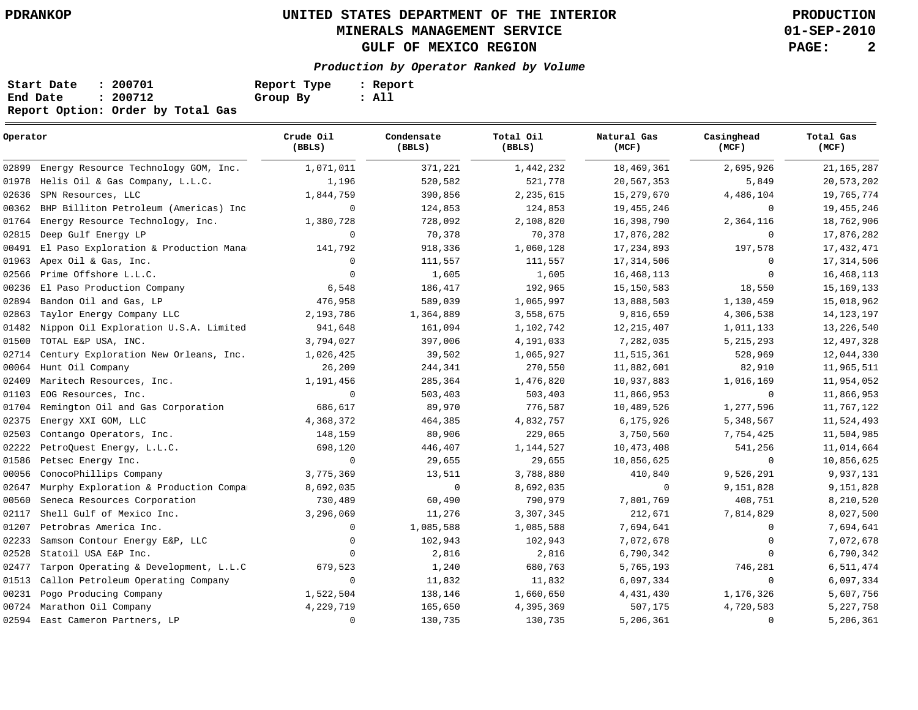PDRANKOP

# UNITED STATES DEPARTMENT OF THE INTERIOR
## MINERALS MANAGEMENT SERVICE
## GULF OF MEXICO REGION

PRODUCTION
01-SEP-2010

***Production by Operator Ranked by Volume***

**Start Date : 200701**
**End Date : 200712**
**Report Option: Order by Total Gas**

**Report Type : Report**
**Group By : All**

| Operator | | Crude Oil (BBLS) | Condensate (BBLS) | Total Oil (BBLS) | Natural Gas (MCF) | Casinghead (MCF) | Total Gas (MCF) |
|---|---|---|---|---|---|---|---|
| 02899 | Energy Resource Technology GOM, Inc. | 1,071,011 | 371,221 | 1,442,232 | 18,469,361 | 2,695,926 | 21,165,287 |
| 01978 | Helis Oil & Gas Company, L.L.C. | 1,196 | 520,582 | 521,778 | 20,567,353 | 5,849 | 20,573,202 |
| 02636 | SPN Resources, LLC | 1,844,759 | 390,856 | 2,235,615 | 15,279,670 | 4,486,104 | 19,765,774 |
| 00362 | BHP Billiton Petroleum (Americas) Inc | 0 | 124,853 | 124,853 | 19,455,246 | 0 | 19,455,246 |
| 01764 | Energy Resource Technology, Inc. | 1,380,728 | 728,092 | 2,108,820 | 16,398,790 | 2,364,116 | 18,762,906 |
| 02815 | Deep Gulf Energy LP | 0 | 70,378 | 70,378 | 17,876,282 | 0 | 17,876,282 |
| 00491 | El Paso Exploration & Production Mana | 141,792 | 918,336 | 1,060,128 | 17,234,893 | 197,578 | 17,432,471 |
| 01963 | Apex Oil & Gas, Inc. | 0 | 111,557 | 111,557 | 17,314,506 | 0 | 17,314,506 |
| 02566 | Prime Offshore L.L.C. | 0 | 1,605 | 1,605 | 16,468,113 | 0 | 16,468,113 |
| 00236 | El Paso Production Company | 6,548 | 186,417 | 192,965 | 15,150,583 | 18,550 | 15,169,133 |
| 02894 | Bandon Oil and Gas, LP | 476,958 | 589,039 | 1,065,997 | 13,888,503 | 1,130,459 | 15,018,962 |
| 02863 | Taylor Energy Company LLC | 2,193,786 | 1,364,889 | 3,558,675 | 9,816,659 | 4,306,538 | 14,123,197 |
| 01482 | Nippon Oil Exploration U.S.A. Limited | 941,648 | 161,094 | 1,102,742 | 12,215,407 | 1,011,133 | 13,226,540 |
| 01500 | TOTAL E&P USA, INC. | 3,794,027 | 397,006 | 4,191,033 | 7,282,035 | 5,215,293 | 12,497,328 |
| 02714 | Century Exploration New Orleans, Inc. | 1,026,425 | 39,502 | 1,065,927 | 11,515,361 | 528,969 | 12,044,330 |
| 00064 | Hunt Oil Company | 26,209 | 244,341 | 270,550 | 11,882,601 | 82,910 | 11,965,511 |
| 02409 | Maritech Resources, Inc. | 1,191,456 | 285,364 | 1,476,820 | 10,937,883 | 1,016,169 | 11,954,052 |
| 01103 | EOG Resources, Inc. | 0 | 503,403 | 503,403 | 11,866,953 | 0 | 11,866,953 |
| 01704 | Remington Oil and Gas Corporation | 686,617 | 89,970 | 776,587 | 10,489,526 | 1,277,596 | 11,767,122 |
| 02375 | Energy XXI GOM, LLC | 4,368,372 | 464,385 | 4,832,757 | 6,175,926 | 5,348,567 | 11,524,493 |
| 02503 | Contango Operators, Inc. | 148,159 | 80,906 | 229,065 | 3,750,560 | 7,754,425 | 11,504,985 |
| 02222 | PetroQuest Energy, L.L.C. | 698,120 | 446,407 | 1,144,527 | 10,473,408 | 541,256 | 11,014,664 |
| 01586 | Petsec Energy Inc. | 0 | 29,655 | 29,655 | 10,856,625 | 0 | 10,856,625 |
| 00056 | ConocoPhillips Company | 3,775,369 | 13,511 | 3,788,880 | 410,840 | 9,526,291 | 9,937,131 |
| 02647 | Murphy Exploration & Production Compa | 8,692,035 | 0 | 8,692,035 | 0 | 9,151,828 | 9,151,828 |
| 00560 | Seneca Resources Corporation | 730,489 | 60,490 | 790,979 | 7,801,769 | 408,751 | 8,210,520 |
| 02117 | Shell Gulf of Mexico Inc. | 3,296,069 | 11,276 | 3,307,345 | 212,671 | 7,814,829 | 8,027,500 |
| 01207 | Petrobras America Inc. | 0 | 1,085,588 | 1,085,588 | 7,694,641 | 0 | 7,694,641 |
| 02233 | Samson Contour Energy E&P, LLC | 0 | 102,943 | 102,943 | 7,072,678 | 0 | 7,072,678 |
| 02528 | Statoil USA E&P Inc. | 0 | 2,816 | 2,816 | 6,790,342 | 0 | 6,790,342 |
| 02477 | Tarpon Operating & Development, L.L.C | 679,523 | 1,240 | 680,763 | 5,765,193 | 746,281 | 6,511,474 |
| 01513 | Callon Petroleum Operating Company | 0 | 11,832 | 11,832 | 6,097,334 | 0 | 6,097,334 |
| 00231 | Pogo Producing Company | 1,522,504 | 138,146 | 1,660,650 | 4,431,430 | 1,176,326 | 5,607,756 |
| 00724 | Marathon Oil Company | 4,229,719 | 165,650 | 4,395,369 | 507,175 | 4,720,583 | 5,227,758 |
| 02594 | East Cameron Partners, LP | 0 | 130,735 | 130,735 | 5,206,361 | 0 | 5,206,361 |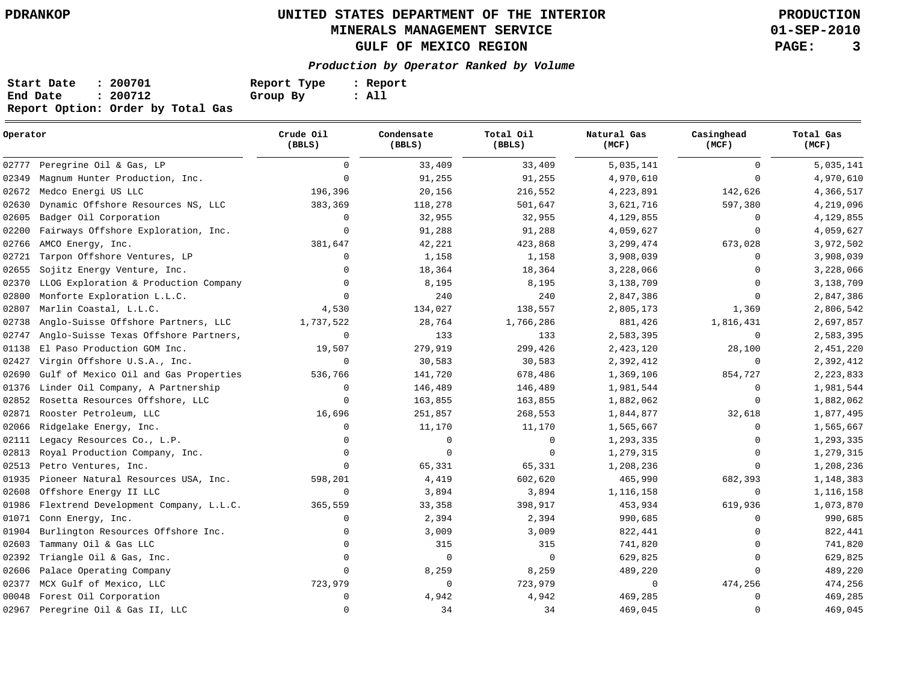# UNITED STATES DEPARTMENT OF THE INTERIOR
## MINERALS MANAGEMENT SERVICE
## GULF OF MEXICO REGION

PDRANKOP — PRODUCTION 01-SEP-2010

***Production by Operator Ranked by Volume***

**Start Date : 200701** **Report Type : Report**
**End Date : 200712** **Group By : All**
**Report Option: Order by Total Gas**

| Operator | | Crude Oil (BBLS) | Condensate (BBLS) | Total Oil (BBLS) | Natural Gas (MCF) | Casinghead (MCF) | Total Gas (MCF) |
|---|---|---|---|---|---|---|---|
| 02777 | Peregrine Oil & Gas, LP | 0 | 33,409 | 33,409 | 5,035,141 | 0 | 5,035,141 |
| 02349 | Magnum Hunter Production, Inc. | 0 | 91,255 | 91,255 | 4,970,610 | 0 | 4,970,610 |
| 02672 | Medco Energi US LLC | 196,396 | 20,156 | 216,552 | 4,223,891 | 142,626 | 4,366,517 |
| 02630 | Dynamic Offshore Resources NS, LLC | 383,369 | 118,278 | 501,647 | 3,621,716 | 597,380 | 4,219,096 |
| 02605 | Badger Oil Corporation | 0 | 32,955 | 32,955 | 4,129,855 | 0 | 4,129,855 |
| 02200 | Fairways Offshore Exploration, Inc. | 0 | 91,288 | 91,288 | 4,059,627 | 0 | 4,059,627 |
| 02766 | AMCO Energy, Inc. | 381,647 | 42,221 | 423,868 | 3,299,474 | 673,028 | 3,972,502 |
| 02721 | Tarpon Offshore Ventures, LP | 0 | 1,158 | 1,158 | 3,908,039 | 0 | 3,908,039 |
| 02655 | Sojitz Energy Venture, Inc. | 0 | 18,364 | 18,364 | 3,228,066 | 0 | 3,228,066 |
| 02370 | LLOG Exploration & Production Company | 0 | 8,195 | 8,195 | 3,138,709 | 0 | 3,138,709 |
| 02800 | Monforte Exploration L.L.C. | 0 | 240 | 240 | 2,847,386 | 0 | 2,847,386 |
| 02807 | Marlin Coastal, L.L.C. | 4,530 | 134,027 | 138,557 | 2,805,173 | 1,369 | 2,806,542 |
| 02738 | Anglo-Suisse Offshore Partners, LLC | 1,737,522 | 28,764 | 1,766,286 | 881,426 | 1,816,431 | 2,697,857 |
| 02747 | Anglo-Suisse Texas Offshore Partners, | 0 | 133 | 133 | 2,583,395 | 0 | 2,583,395 |
| 01138 | El Paso Production GOM Inc. | 19,507 | 279,919 | 299,426 | 2,423,120 | 28,100 | 2,451,220 |
| 02427 | Virgin Offshore U.S.A., Inc. | 0 | 30,583 | 30,583 | 2,392,412 | 0 | 2,392,412 |
| 02690 | Gulf of Mexico Oil and Gas Properties | 536,766 | 141,720 | 678,486 | 1,369,106 | 854,727 | 2,223,833 |
| 01376 | Linder Oil Company, A Partnership | 0 | 146,489 | 146,489 | 1,981,544 | 0 | 1,981,544 |
| 02852 | Rosetta Resources Offshore, LLC | 0 | 163,855 | 163,855 | 1,882,062 | 0 | 1,882,062 |
| 02871 | Rooster Petroleum, LLC | 16,696 | 251,857 | 268,553 | 1,844,877 | 32,618 | 1,877,495 |
| 02066 | Ridgelake Energy, Inc. | 0 | 11,170 | 11,170 | 1,565,667 | 0 | 1,565,667 |
| 02111 | Legacy Resources Co., L.P. | 0 | 0 | 0 | 1,293,335 | 0 | 1,293,335 |
| 02813 | Royal Production Company, Inc. | 0 | 0 | 0 | 1,279,315 | 0 | 1,279,315 |
| 02513 | Petro Ventures, Inc. | 0 | 65,331 | 65,331 | 1,208,236 | 0 | 1,208,236 |
| 01935 | Pioneer Natural Resources USA, Inc. | 598,201 | 4,419 | 602,620 | 465,990 | 682,393 | 1,148,383 |
| 02608 | Offshore Energy II LLC | 0 | 3,894 | 3,894 | 1,116,158 | 0 | 1,116,158 |
| 01986 | Flextrend Development Company, L.L.C. | 365,559 | 33,358 | 398,917 | 453,934 | 619,936 | 1,073,870 |
| 01071 | Conn Energy, Inc. | 0 | 2,394 | 2,394 | 990,685 | 0 | 990,685 |
| 01904 | Burlington Resources Offshore Inc. | 0 | 3,009 | 3,009 | 822,441 | 0 | 822,441 |
| 02603 | Tammany Oil & Gas LLC | 0 | 315 | 315 | 741,820 | 0 | 741,820 |
| 02392 | Triangle Oil & Gas, Inc. | 0 | 0 | 0 | 629,825 | 0 | 629,825 |
| 02606 | Palace Operating Company | 0 | 8,259 | 8,259 | 489,220 | 0 | 489,220 |
| 02377 | MCX Gulf of Mexico, LLC | 723,979 | 0 | 723,979 | 0 | 474,256 | 474,256 |
| 00048 | Forest Oil Corporation | 0 | 4,942 | 4,942 | 469,285 | 0 | 469,285 |
| 02967 | Peregrine Oil & Gas II, LLC | 0 | 34 | 34 | 469,045 | 0 | 469,045 |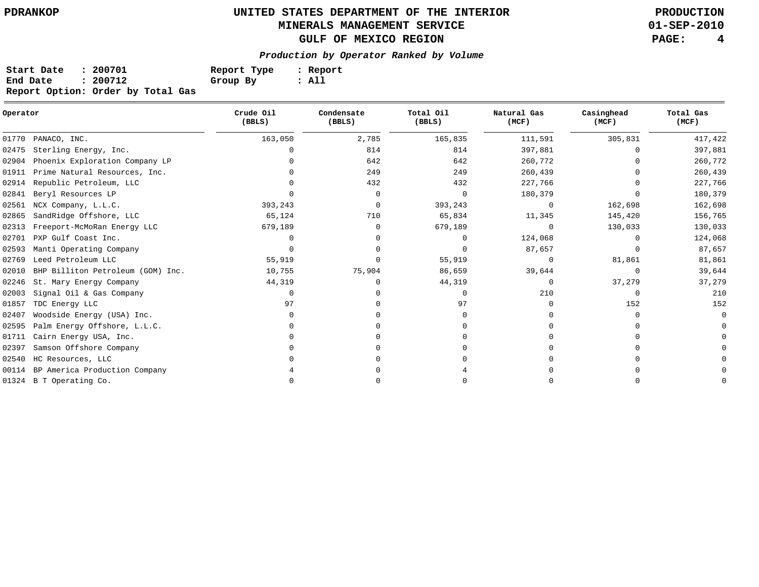PDRANKOP

**UNITED STATES DEPARTMENT OF THE INTERIOR**
**MINERALS MANAGEMENT SERVICE**
**GULF OF MEXICO REGION**

**PRODUCTION**
**01-SEP-2010**

***Production by Operator Ranked by Volume***

**Start Date : 200701** | **Report Type : Report**
**End Date : 200712** | **Group By : All**
**Report Option: Order by Total Gas**

| Operator | Crude Oil (BBLS) | Condensate (BBLS) | Total Oil (BBLS) | Natural Gas (MCF) | Casinghead (MCF) | Total Gas (MCF) |
|---|---|---|---|---|---|---|
| 01770 PANACO, INC. | 163,050 | 2,785 | 165,835 | 111,591 | 305,831 | 417,422 |
| 02475 Sterling Energy, Inc. | 0 | 814 | 814 | 397,881 | 0 | 397,881 |
| 02904 Phoenix Exploration Company LP | 0 | 642 | 642 | 260,772 | 0 | 260,772 |
| 01911 Prime Natural Resources, Inc. | 0 | 249 | 249 | 260,439 | 0 | 260,439 |
| 02914 Republic Petroleum, LLC | 0 | 432 | 432 | 227,766 | 0 | 227,766 |
| 02841 Beryl Resources LP | 0 | 0 | 0 | 180,379 | 0 | 180,379 |
| 02561 NCX Company, L.L.C. | 393,243 | 0 | 393,243 | 0 | 162,698 | 162,698 |
| 02865 SandRidge Offshore, LLC | 65,124 | 710 | 65,834 | 11,345 | 145,420 | 156,765 |
| 02313 Freeport-McMoRan Energy LLC | 679,189 | 0 | 679,189 | 0 | 130,033 | 130,033 |
| 02701 PXP Gulf Coast Inc. | 0 | 0 | 0 | 124,068 | 0 | 124,068 |
| 02593 Manti Operating Company | 0 | 0 | 0 | 87,657 | 0 | 87,657 |
| 02769 Leed Petroleum LLC | 55,919 | 0 | 55,919 | 0 | 81,861 | 81,861 |
| 02010 BHP Billiton Petroleum (GOM) Inc. | 10,755 | 75,904 | 86,659 | 39,644 | 0 | 39,644 |
| 02246 St. Mary Energy Company | 44,319 | 0 | 44,319 | 0 | 37,279 | 37,279 |
| 02003 Signal Oil & Gas Company | 0 | 0 | 0 | 210 | 0 | 210 |
| 01857 TDC Energy LLC | 97 | 0 | 97 | 0 | 152 | 152 |
| 02407 Woodside Energy (USA) Inc. | 0 | 0 | 0 | 0 | 0 | 0 |
| 02595 Palm Energy Offshore, L.L.C. | 0 | 0 | 0 | 0 | 0 | 0 |
| 01711 Cairn Energy USA, Inc. | 0 | 0 | 0 | 0 | 0 | 0 |
| 02397 Samson Offshore Company | 0 | 0 | 0 | 0 | 0 | 0 |
| 02540 HC Resources, LLC | 0 | 0 | 0 | 0 | 0 | 0 |
| 00114 BP America Production Company | 4 | 0 | 4 | 0 | 0 | 0 |
| 01324 B T Operating Co. | 0 | 0 | 0 | 0 | 0 | 0 |